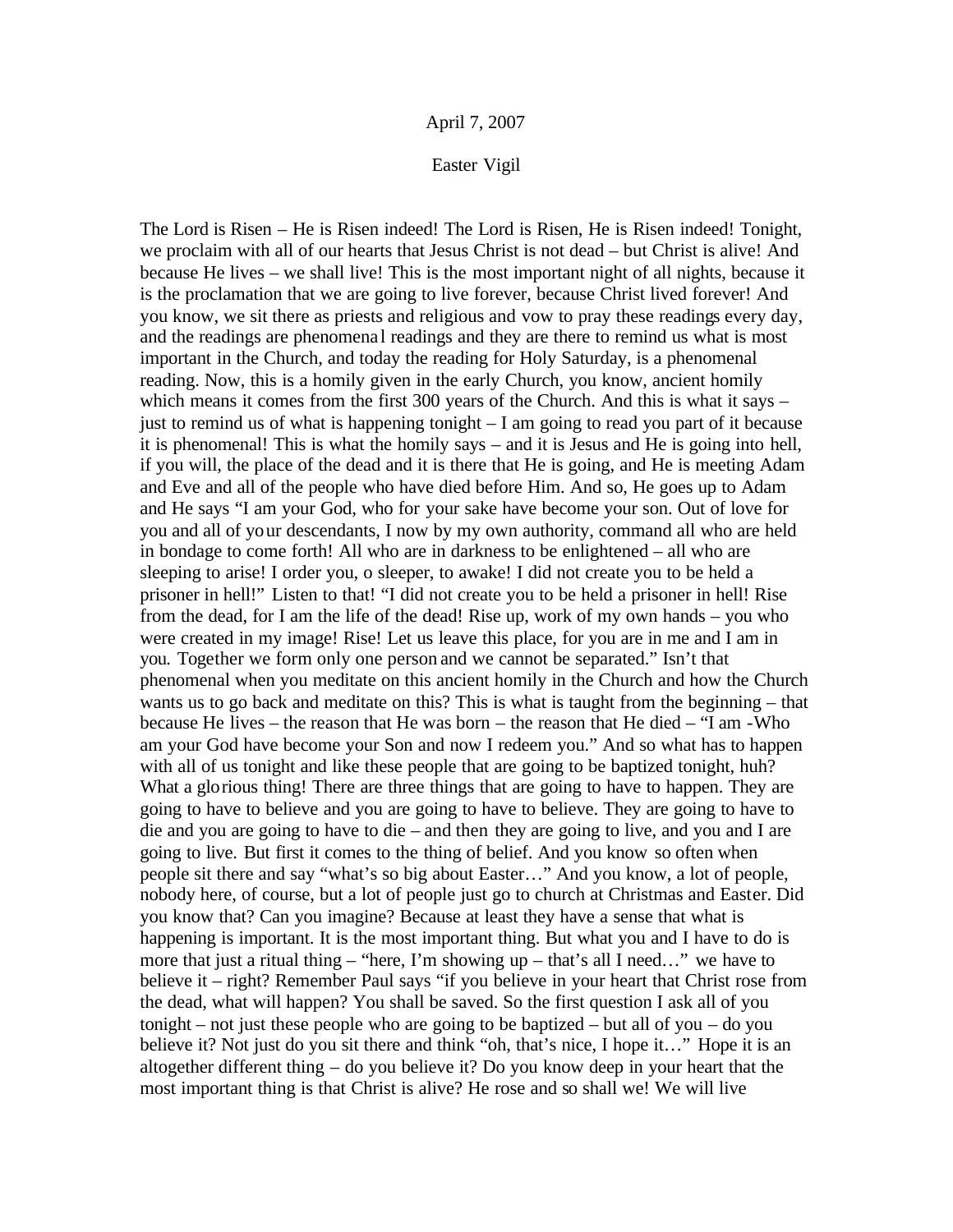April 7, 2007

Easter Vigil

The Lord is Risen – He is Risen indeed! The Lord is Risen, He is Risen indeed! Tonight, we proclaim with all of our hearts that Jesus Christ is not dead – but Christ is alive! And because He lives – we shall live! This is the most important night of all nights, because it is the proclamation that we are going to live forever, because Christ lived forever! And you know, we sit there as priests and religious and vow to pray these readings every day, and the readings are phenomenal readings and they are there to remind us what is most important in the Church, and today the reading for Holy Saturday, is a phenomenal reading. Now, this is a homily given in the early Church, you know, ancient homily which means it comes from the first 300 years of the Church. And this is what it says – just to remind us of what is happening tonight – I am going to read you part of it because it is phenomenal! This is what the homily says – and it is Jesus and He is going into hell, if you will, the place of the dead and it is there that He is going, and He is meeting Adam and Eve and all of the people who have died before Him. And so, He goes up to Adam and He says "I am your God, who for your sake have become your son. Out of love for you and all of your descendants, I now by my own authority, command all who are held in bondage to come forth! All who are in darkness to be enlightened – all who are sleeping to arise! I order you, o sleeper, to awake! I did not create you to be held a prisoner in hell!" Listen to that! "I did not create you to be held a prisoner in hell! Rise from the dead, for I am the life of the dead! Rise up, work of my own hands – you who were created in my image! Rise! Let us leave this place, for you are in me and I am in you. Together we form only one person and we cannot be separated." Isn't that phenomenal when you meditate on this ancient homily in the Church and how the Church wants us to go back and meditate on this? This is what is taught from the beginning – that because He lives – the reason that He was born – the reason that He died – "I am -Who am your God have become your Son and now I redeem you." And so what has to happen with all of us tonight and like these people that are going to be baptized tonight, huh? What a glorious thing! There are three things that are going to have to happen. They are going to have to believe and you are going to have to believe. They are going to have to die and you are going to have to die – and then they are going to live, and you and I are going to live. But first it comes to the thing of belief. And you know so often when people sit there and say "what's so big about Easter…" And you know, a lot of people, nobody here, of course, but a lot of people just go to church at Christmas and Easter. Did you know that? Can you imagine? Because at least they have a sense that what is happening is important. It is the most important thing. But what you and I have to do is more that just a ritual thing – "here, I'm showing up – that's all I need…" we have to believe it – right? Remember Paul says "if you believe in your heart that Christ rose from the dead, what will happen? You shall be saved. So the first question I ask all of you tonight – not just these people who are going to be baptized – but all of you – do you believe it? Not just do you sit there and think "oh, that's nice, I hope it…" Hope it is an altogether different thing – do you believe it? Do you know deep in your heart that the most important thing is that Christ is alive? He rose and so shall we! We will live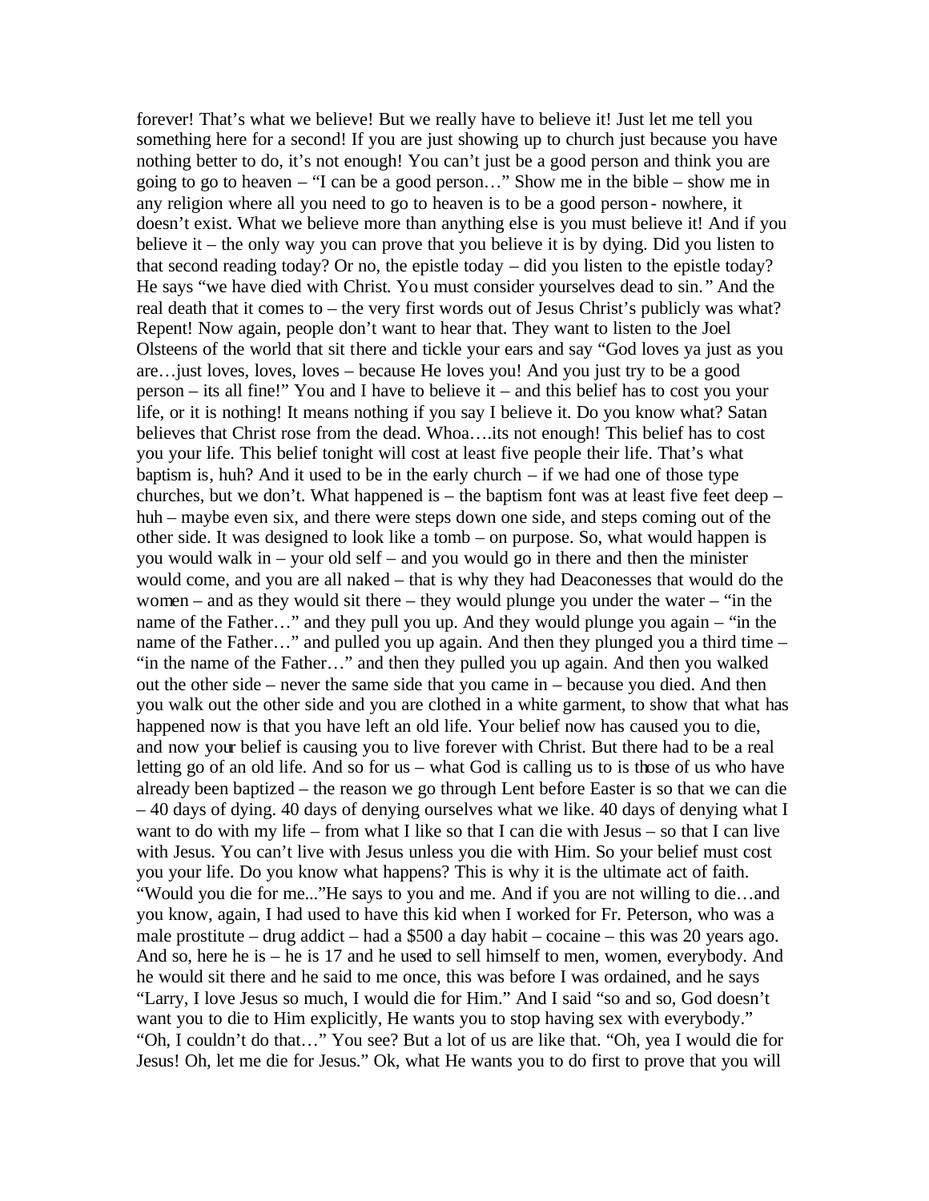forever! That's what we believe! But we really have to believe it! Just let me tell you something here for a second! If you are just showing up to church just because you have nothing better to do, it's not enough! You can't just be a good person and think you are going to go to heaven – "I can be a good person…" Show me in the bible – show me in any religion where all you need to go to heaven is to be a good person - nowhere, it doesn't exist. What we believe more than anything else is you must believe it! And if you believe it – the only way you can prove that you believe it is by dying. Did you listen to that second reading today? Or no, the epistle today – did you listen to the epistle today? He says "we have died with Christ. You must consider yourselves dead to sin." And the real death that it comes to – the very first words out of Jesus Christ's publicly was what? Repent! Now again, people don't want to hear that. They want to listen to the Joel Olsteens of the world that sit there and tickle your ears and say "God loves ya just as you are…just loves, loves, loves – because He loves you! And you just try to be a good person – its all fine!" You and I have to believe it – and this belief has to cost you your life, or it is nothing! It means nothing if you say I believe it. Do you know what? Satan believes that Christ rose from the dead. Whoa….its not enough! This belief has to cost you your life. This belief tonight will cost at least five people their life. That's what baptism is, huh? And it used to be in the early church – if we had one of those type churches, but we don't. What happened is – the baptism font was at least five feet deep – huh – maybe even six, and there were steps down one side, and steps coming out of the other side. It was designed to look like a tomb – on purpose. So, what would happen is you would walk in – your old self – and you would go in there and then the minister would come, and you are all naked – that is why they had Deaconesses that would do the women – and as they would sit there – they would plunge you under the water – "in the name of the Father…" and they pull you up. And they would plunge you again – "in the name of the Father…" and pulled you up again. And then they plunged you a third time – "in the name of the Father…" and then they pulled you up again. And then you walked out the other side – never the same side that you came in – because you died. And then you walk out the other side and you are clothed in a white garment, to show that what has happened now is that you have left an old life. Your belief now has caused you to die, and now your belief is causing you to live forever with Christ. But there had to be a real letting go of an old life. And so for us – what God is calling us to is those of us who have already been baptized – the reason we go through Lent before Easter is so that we can die – 40 days of dying. 40 days of denying ourselves what we like. 40 days of denying what I want to do with my life – from what I like so that I can die with Jesus – so that I can live with Jesus. You can't live with Jesus unless you die with Him. So your belief must cost you your life. Do you know what happens? This is why it is the ultimate act of faith. "Would you die for me..."He says to you and me. And if you are not willing to die…and you know, again, I had used to have this kid when I worked for Fr. Peterson, who was a male prostitute – drug addict – had a $500 a day habit – cocaine – this was 20 years ago. And so, here he is – he is 17 and he used to sell himself to men, women, everybody. And he would sit there and he said to me once, this was before I was ordained, and he says "Larry, I love Jesus so much, I would die for Him." And I said "so and so, God doesn't want you to die to Him explicitly, He wants you to stop having sex with everybody." "Oh, I couldn't do that…" You see? But a lot of us are like that. "Oh, yea I would die for Jesus! Oh, let me die for Jesus." Ok, what He wants you to do first to prove that you will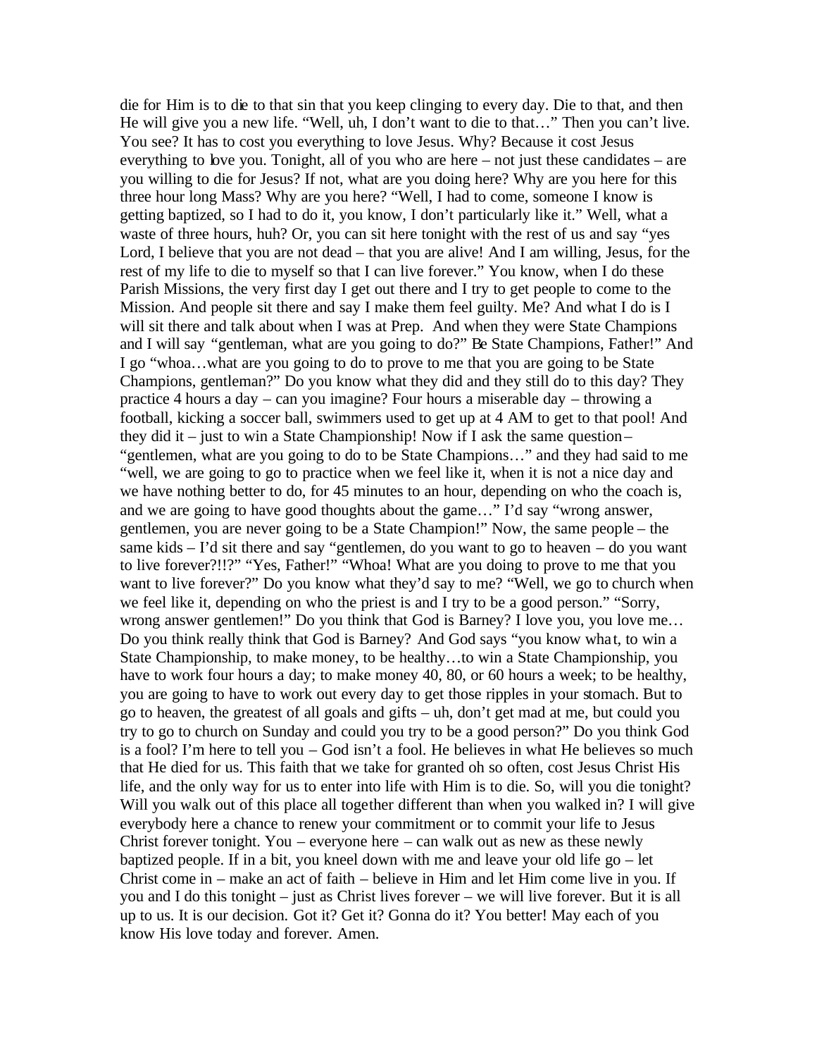die for Him is to die to that sin that you keep clinging to every day. Die to that, and then He will give you a new life. "Well, uh, I don't want to die to that…" Then you can't live. You see? It has to cost you everything to love Jesus. Why? Because it cost Jesus everything to love you. Tonight, all of you who are here – not just these candidates – are you willing to die for Jesus? If not, what are you doing here? Why are you here for this three hour long Mass? Why are you here? "Well, I had to come, someone I know is getting baptized, so I had to do it, you know, I don't particularly like it." Well, what a waste of three hours, huh? Or, you can sit here tonight with the rest of us and say "yes Lord, I believe that you are not dead – that you are alive! And I am willing, Jesus, for the rest of my life to die to myself so that I can live forever." You know, when I do these Parish Missions, the very first day I get out there and I try to get people to come to the Mission. And people sit there and say I make them feel guilty. Me? And what I do is I will sit there and talk about when I was at Prep. And when they were State Champions and I will say "gentleman, what are you going to do?" Be State Champions, Father!" And I go "whoa…what are you going to do to prove to me that you are going to be State Champions, gentleman?" Do you know what they did and they still do to this day? They practice 4 hours a day – can you imagine? Four hours a miserable day – throwing a football, kicking a soccer ball, swimmers used to get up at 4 AM to get to that pool! And they did it – just to win a State Championship! Now if I ask the same question – "gentlemen, what are you going to do to be State Champions…" and they had said to me "well, we are going to go to practice when we feel like it, when it is not a nice day and we have nothing better to do, for 45 minutes to an hour, depending on who the coach is, and we are going to have good thoughts about the game…" I'd say "wrong answer, gentlemen, you are never going to be a State Champion!" Now, the same people – the same kids – I'd sit there and say "gentlemen, do you want to go to heaven – do you want to live forever?!!?" "Yes, Father!" "Whoa! What are you doing to prove to me that you want to live forever?" Do you know what they'd say to me? "Well, we go to church when we feel like it, depending on who the priest is and I try to be a good person." "Sorry, wrong answer gentlemen!" Do you think that God is Barney? I love you, you love me… Do you think really think that God is Barney? And God says "you know what, to win a State Championship, to make money, to be healthy…to win a State Championship, you have to work four hours a day; to make money 40, 80, or 60 hours a week; to be healthy, you are going to have to work out every day to get those ripples in your stomach. But to go to heaven, the greatest of all goals and gifts – uh, don't get mad at me, but could you try to go to church on Sunday and could you try to be a good person?" Do you think God is a fool? I'm here to tell you – God isn't a fool. He believes in what He believes so much that He died for us. This faith that we take for granted oh so often, cost Jesus Christ His life, and the only way for us to enter into life with Him is to die. So, will you die tonight? Will you walk out of this place all together different than when you walked in? I will give everybody here a chance to renew your commitment or to commit your life to Jesus Christ forever tonight. You – everyone here – can walk out as new as these newly baptized people. If in a bit, you kneel down with me and leave your old life go – let Christ come in – make an act of faith – believe in Him and let Him come live in you. If you and I do this tonight – just as Christ lives forever – we will live forever. But it is all up to us. It is our decision. Got it? Get it? Gonna do it? You better! May each of you know His love today and forever. Amen.